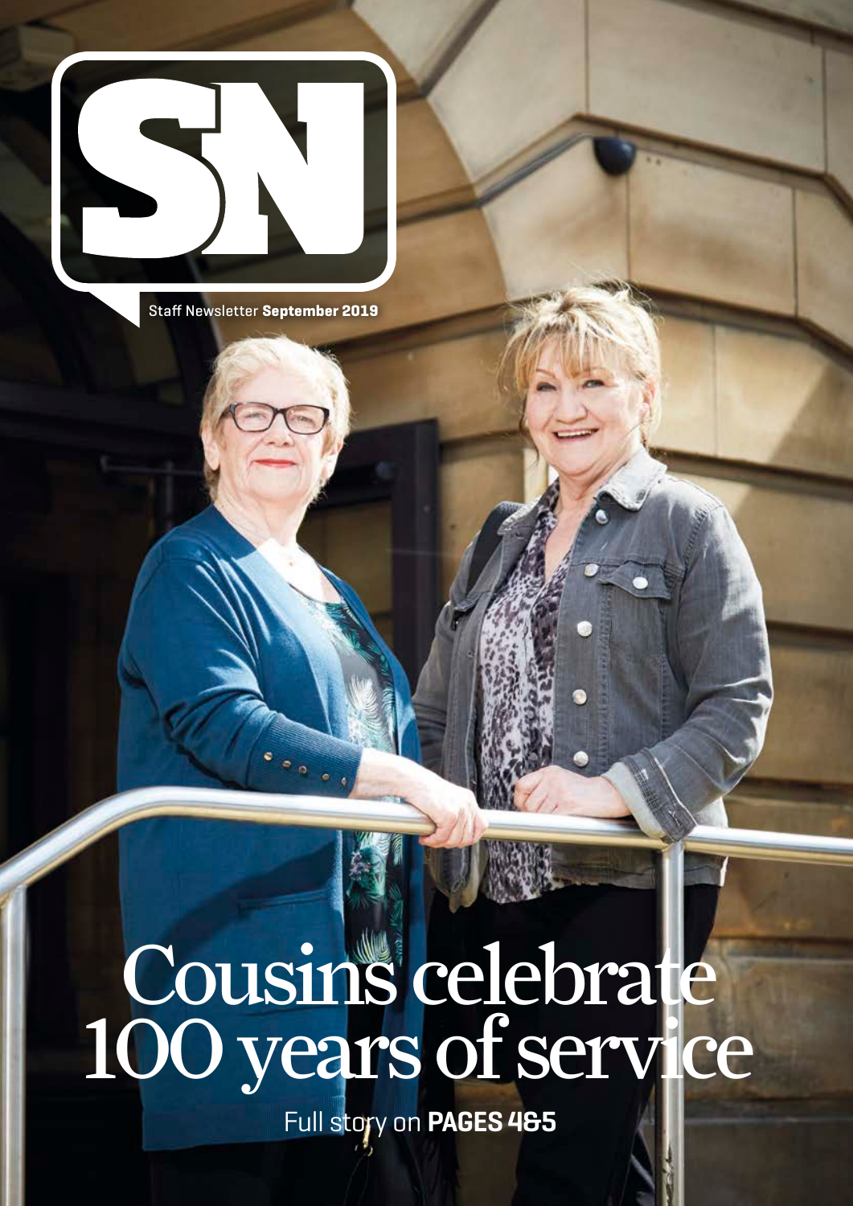# SN

Staff Newsletter **September 2019**

# Cousins celebrate 100 years of service

Full story on **PAGES 4&5**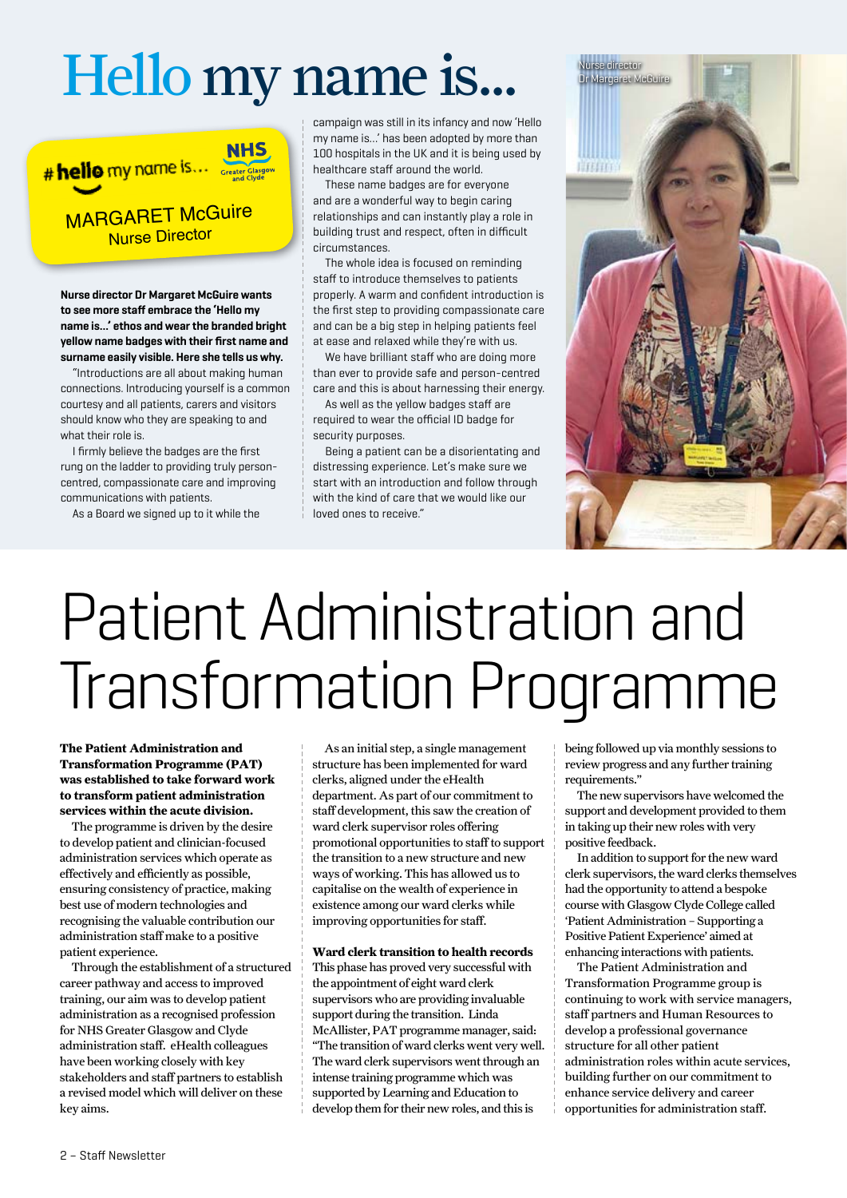# Hello my name is...

#hello my name is... NHS Greater Glasgow and Clyde

MARGARET McGuire
Nurse Director

**Nurse director Dr Margaret McGuire wants to see more staff embrace the 'Hello my name is...' ethos and wear the branded bright yellow name badges with their first name and surname easily visible. Here she tells us why.**

"Introductions are all about making human connections. Introducing yourself is a common courtesy and all patients, carers and visitors should know who they are speaking to and what their role is.

I firmly believe the badges are the first rung on the ladder to providing truly person-centred, compassionate care and improving communications with patients.

As a Board we signed up to it while the campaign was still in its infancy and now 'Hello my name is...' has been adopted by more than 100 hospitals in the UK and it is being used by healthcare staff around the world.

These name badges are for everyone and are a wonderful way to begin caring relationships and can instantly play a role in building trust and respect, often in difficult circumstances.

The whole idea is focused on reminding staff to introduce themselves to patients properly. A warm and confident introduction is the first step to providing compassionate care and can be a big step in helping patients feel at ease and relaxed while they're with us.

We have brilliant staff who are doing more than ever to provide safe and person-centred care and this is about harnessing their energy.

As well as the yellow badges staff are required to wear the official ID badge for security purposes.

Being a patient can be a disorientating and distressing experience. Let's make sure we start with an introduction and follow through with the kind of care that we would like our loved ones to receive."

Nurse director Dr Margaret McGuire

# Patient Administration and Transformation Programme

**The Patient Administration and Transformation Programme (PAT) was established to take forward work to transform patient administration services within the acute division.**

The programme is driven by the desire to develop patient and clinician-focused administration services which operate as effectively and efficiently as possible, ensuring consistency of practice, making best use of modern technologies and recognising the valuable contribution our administration staff make to a positive patient experience.

Through the establishment of a structured career pathway and access to improved training, our aim was to develop patient administration as a recognised profession for NHS Greater Glasgow and Clyde administration staff. eHealth colleagues have been working closely with key stakeholders and staff partners to establish a revised model which will deliver on these key aims.

As an initial step, a single management structure has been implemented for ward clerks, aligned under the eHealth department. As part of our commitment to staff development, this saw the creation of ward clerk supervisor roles offering promotional opportunities to staff to support the transition to a new structure and new ways of working. This has allowed us to capitalise on the wealth of experience in existence among our ward clerks while improving opportunities for staff.

**Ward clerk transition to health records**

This phase has proved very successful with the appointment of eight ward clerk supervisors who are providing invaluable support during the transition. Linda McAllister, PAT programme manager, said: "The transition of ward clerks went very well. The ward clerk supervisors went through an intense training programme which was supported by Learning and Education to develop them for their new roles, and this is being followed up via monthly sessions to review progress and any further training requirements."

The new supervisors have welcomed the support and development provided to them in taking up their new roles with very positive feedback.

In addition to support for the new ward clerk supervisors, the ward clerks themselves had the opportunity to attend a bespoke course with Glasgow Clyde College called 'Patient Administration – Supporting a Positive Patient Experience' aimed at enhancing interactions with patients.

The Patient Administration and Transformation Programme group is continuing to work with service managers, staff partners and Human Resources to develop a professional governance structure for all other patient administration roles within acute services, building further on our commitment to enhance service delivery and career opportunities for administration staff.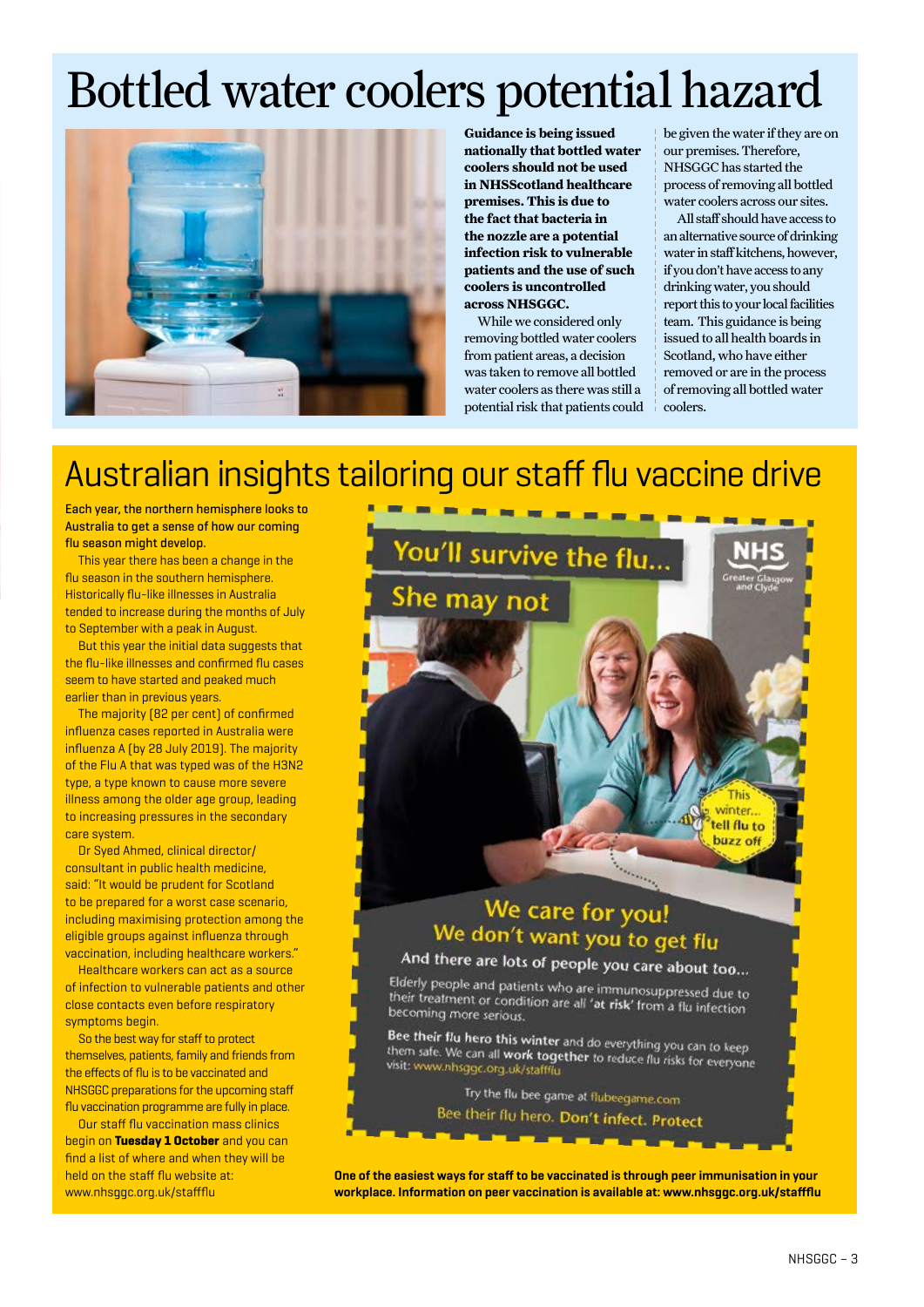# Bottled water coolers potential hazard

**Guidance is being issued nationally that bottled water coolers should not be used in NHSScotland healthcare premises. This is due to the fact that bacteria in the nozzle are a potential infection risk to vulnerable patients and the use of such coolers is uncontrolled across NHSGGC.**

While we considered only removing bottled water coolers from patient areas, a decision was taken to remove all bottled water coolers as there was still a potential risk that patients could be given the water if they are on our premises. Therefore, NHSGGC has started the process of removing all bottled water coolers across our sites.

All staff should have access to an alternative source of drinking water in staff kitchens, however, if you don't have access to any drinking water, you should report this to your local facilities team. This guidance is being issued to all health boards in Scotland, who have either removed or are in the process of removing all bottled water coolers.

# Australian insights tailoring our staff flu vaccine drive

**Each year, the northern hemisphere looks to Australia to get a sense of how our coming flu season might develop.**

This year there has been a change in the flu season in the southern hemisphere. Historically flu-like illnesses in Australia tended to increase during the months of July to September with a peak in August.

But this year the initial data suggests that the flu-like illnesses and confirmed flu cases seem to have started and peaked much earlier than in previous years.

The majority (82 per cent) of confirmed influenza cases reported in Australia were influenza A (by 28 July 2019). The majority of the Flu A that was typed was of the H3N2 type, a type known to cause more severe illness among the older age group, leading to increasing pressures in the secondary care system.

Dr Syed Ahmed, clinical director/ consultant in public health medicine, said: "It would be prudent for Scotland to be prepared for a worst case scenario, including maximising protection among the eligible groups against influenza through vaccination, including healthcare workers."

Healthcare workers can act as a source of infection to vulnerable patients and other close contacts even before respiratory symptoms begin.

So the best way for staff to protect themselves, patients, family and friends from the effects of flu is to be vaccinated and NHSGGC preparations for the upcoming staff flu vaccination programme are fully in place.

Our staff flu vaccination mass clinics begin on **Tuesday 1 October** and you can find a list of where and when they will be held on the staff flu website at: www.nhsggc.org.uk/staffflu

**One of the easiest ways for staff to be vaccinated is through peer immunisation in your workplace. Information on peer vaccination is available at: www.nhsggc.org.uk/staffflu**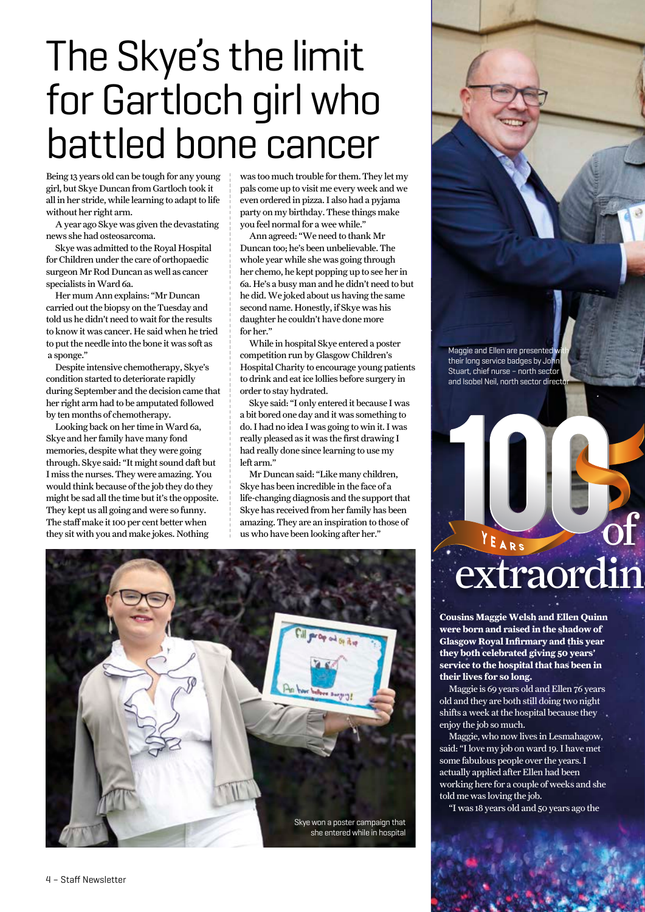# The Skye's the limit for Gartloch girl who battled bone cancer

Being 13 years old can be tough for any young girl, but Skye Duncan from Gartloch took it all in her stride, while learning to adapt to life without her right arm.

A year ago Skye was given the devastating news she had osteosarcoma.

Skye was admitted to the Royal Hospital for Children under the care of orthopaedic surgeon Mr Rod Duncan as well as cancer specialists in Ward 6a.

Her mum Ann explains: "Mr Duncan carried out the biopsy on the Tuesday and told us he didn't need to wait for the results to know it was cancer. He said when he tried to put the needle into the bone it was soft as a sponge."

Despite intensive chemotherapy, Skye's condition started to deteriorate rapidly during September and the decision came that her right arm had to be amputated followed by ten months of chemotherapy.

Looking back on her time in Ward 6a, Skye and her family have many fond memories, despite what they were going through. Skye said: "It might sound daft but I miss the nurses. They were amazing. You would think because of the job they do they might be sad all the time but it's the opposite. They kept us all going and were so funny. The staff make it 100 per cent better when they sit with you and make jokes. Nothing was too much trouble for them. They let my pals come up to visit me every week and we even ordered in pizza. I also had a pyjama party on my birthday. These things make you feel normal for a wee while."

Ann agreed: "We need to thank Mr Duncan too; he's been unbelievable. The whole year while she was going through her chemo, he kept popping up to see her in 6a. He's a busy man and he didn't need to but he did. We joked about us having the same second name. Honestly, if Skye was his daughter he couldn't have done more for her."

While in hospital Skye entered a poster competition run by Glasgow Children's Hospital Charity to encourage young patients to drink and eat ice lollies before surgery in order to stay hydrated.

Skye said: "I only entered it because I was a bit bored one day and it was something to do. I had no idea I was going to win it. I was really pleased as it was the first drawing I had really done since learning to use my left arm."

Mr Duncan said: "Like many children, Skye has been incredible in the face of a life-changing diagnosis and the support that Skye has received from her family has been amazing. They are an inspiration to those of us who have been looking after her."

Skye won a poster campaign that she entered while in hospital

Maggie and Ellen are presented with their long service badges by John Stuart, chief nurse – north sector and Isobel Neil, north sector director

# 100 YEARS of extraordin

**Cousins Maggie Welsh and Ellen Quinn were born and raised in the shadow of Glasgow Royal Infirmary and this year they both celebrated giving 50 years' service to the hospital that has been in their lives for so long.**

Maggie is 69 years old and Ellen 76 years old and they are both still doing two night shifts a week at the hospital because they enjoy the job so much.

Maggie, who now lives in Lesmahagow, said: "I love my job on ward 19. I have met some fabulous people over the years. I actually applied after Ellen had been working here for a couple of weeks and she told me was loving the job.

"I was 18 years old and 50 years ago the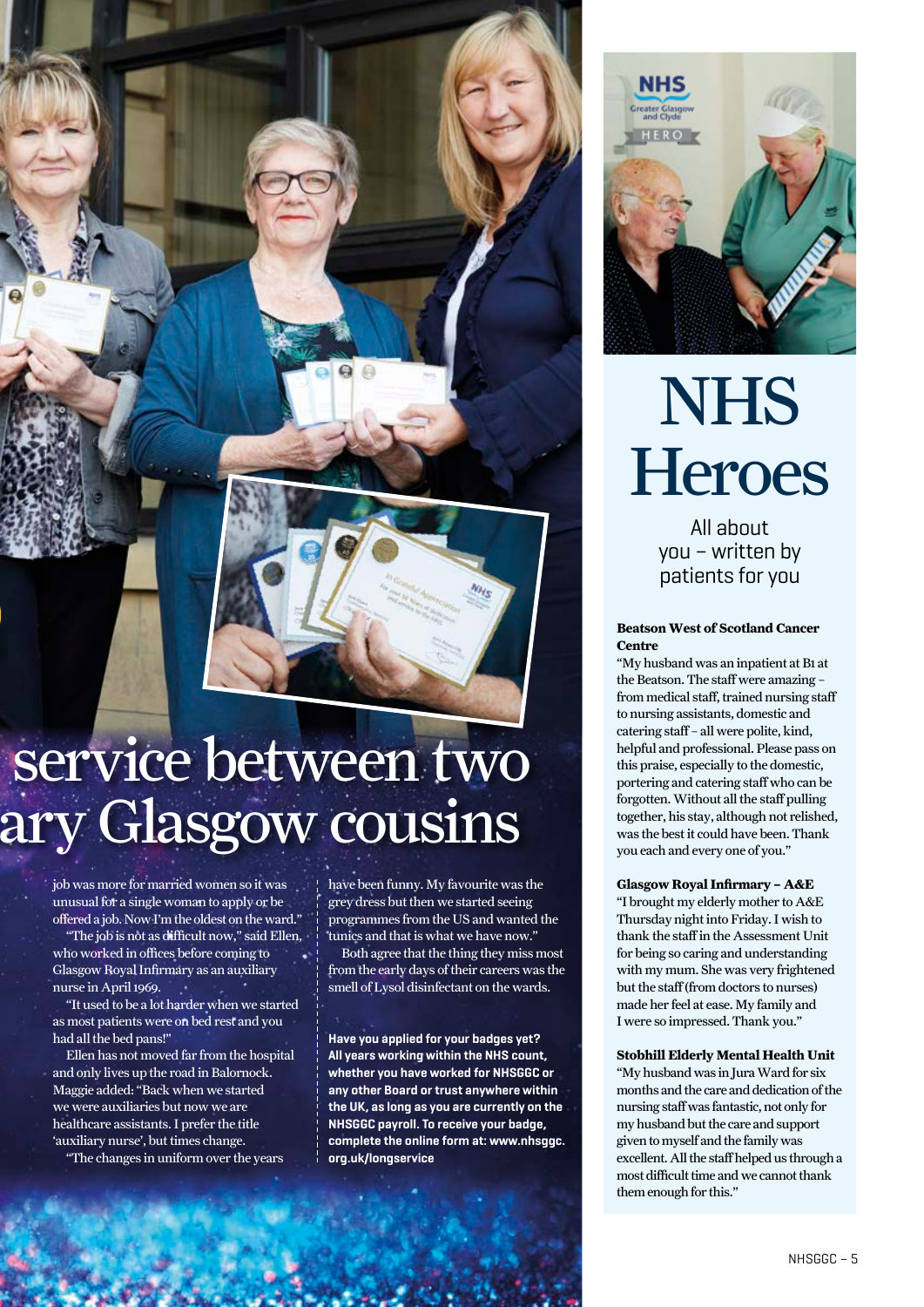# service between two ary Glasgow cousins

job was more for married women so it was unusual for a single woman to apply or be offered a job. Now I'm the oldest on the ward."

"The job is not as difficult now," said Ellen, who worked in offices before coming to Glasgow Royal Infirmary as an auxiliary nurse in April 1969.

"It used to be a lot harder when we started as most patients were on bed rest and you had all the bed pans!"

Ellen has not moved far from the hospital and only lives up the road in Balornock. Maggie added: "Back when we started we were auxiliaries but now we are healthcare assistants. I prefer the title 'auxiliary nurse', but times change.

"The changes in uniform over the years have been funny. My favourite was the grey dress but then we started seeing programmes from the US and wanted the tunics and that is what we have now."

Both agree that the thing they miss most from the early days of their careers was the smell of Lysol disinfectant on the wards.

**Have you applied for your badges yet? All years working within the NHS count, whether you have worked for NHSGGC or any other Board or trust anywhere within the UK, as long as you are currently on the NHSGGC payroll. To receive your badge, complete the online form at: www.nhsggc.org.uk/longservice**

# NHS Heroes

All about you – written by patients for you

**Beatson West of Scotland Cancer Centre**

"My husband was an inpatient at B1 at the Beatson. The staff were amazing – from medical staff, trained nursing staff to nursing assistants, domestic and catering staff – all were polite, kind, helpful and professional. Please pass on this praise, especially to the domestic, portering and catering staff who can be forgotten. Without all the staff pulling together, his stay, although not relished, was the best it could have been. Thank you each and every one of you."

**Glasgow Royal Infirmary – A&E**

"I brought my elderly mother to A&E Thursday night into Friday. I wish to thank the staff in the Assessment Unit for being so caring and understanding with my mum. She was very frightened but the staff (from doctors to nurses) made her feel at ease. My family and I were so impressed. Thank you."

**Stobhill Elderly Mental Health Unit**

"My husband was in Jura Ward for six months and the care and dedication of the nursing staff was fantastic, not only for my husband but the care and support given to myself and the family was excellent. All the staff helped us through a most difficult time and we cannot thank them enough for this."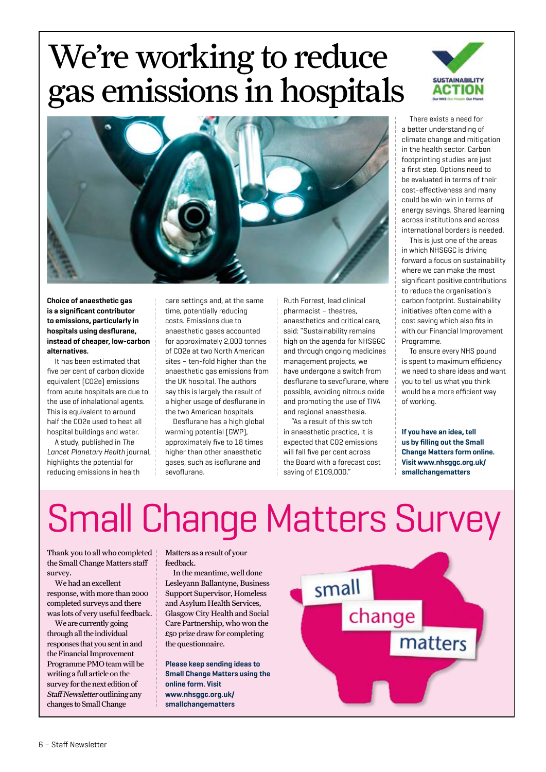# We're working to reduce gas emissions in hospitals

SUSTAINABILITY ACTION

**Choice of anaesthetic gas is a significant contributor to emissions, particularly in hospitals using desflurane, instead of cheaper, low-carbon alternatives.**

It has been estimated that five per cent of carbon dioxide equivalent (CO2e) emissions from acute hospitals are due to the use of inhalational agents. This is equivalent to around half the CO2e used to heat all hospital buildings and water.

A study, published in *The Lancet Planetary Health* journal, highlights the potential for reducing emissions in health care settings and, at the same time, potentially reducing costs. Emissions due to anaesthetic gases accounted for approximately 2,000 tonnes of CO2e at two North American sites – ten-fold higher than the anaesthetic gas emissions from the UK hospital. The authors say this is largely the result of a higher usage of desflurane in the two American hospitals.

Desflurane has a high global warming potential (GWP), approximately five to 18 times higher than other anaesthetic gases, such as isoflurane and sevoflurane.

Ruth Forrest, lead clinical pharmacist – theatres, anaesthetics and critical care, said: "Sustainability remains high on the agenda for NHSGGC and through ongoing medicines management projects, we have undergone a switch from desflurane to sevoflurane, where possible, avoiding nitrous oxide and promoting the use of TIVA and regional anaesthesia.

"As a result of this switch in anaesthetic practice, it is expected that CO2 emissions will fall five per cent across the Board with a forecast cost saving of £109,000."

There exists a need for a better understanding of climate change and mitigation in the health sector. Carbon footprinting studies are just a first step. Options need to be evaluated in terms of their cost-effectiveness and many could be win-win in terms of energy savings. Shared learning across institutions and across international borders is needed.

This is just one of the areas in which NHSGGC is driving forward a focus on sustainability where we can make the most significant positive contributions to reduce the organisation's carbon footprint. Sustainability initiatives often come with a cost saving which also fits in with our Financial Improvement Programme.

To ensure every NHS pound is spent to maximum efficiency we need to share ideas and want you to tell us what you think would be a more efficient way of working.

**If you have an idea, tell us by filling out the Small Change Matters form online. Visit www.nhsggc.org.uk/smallchangematters**

# Small Change Matters Survey

Thank you to all who completed the Small Change Matters staff survey.

We had an excellent response, with more than 2000 completed surveys and there was lots of very useful feedback.

We are currently going through all the individual responses that you sent in and the Financial Improvement Programme PMO team will be writing a full article on the survey for the next edition of *Staff Newsletter* outlining any changes to Small Change Matters as a result of your feedback.

In the meantime, well done Lesleyann Ballantyne, Business Support Supervisor, Homeless and Asylum Health Services, Glasgow City Health and Social Care Partnership, who won the £50 prize draw for completing the questionnaire.

**Please keep sending ideas to Small Change Matters using the online form. Visit www.nhsggc.org.uk/smallchangematters**

small change matters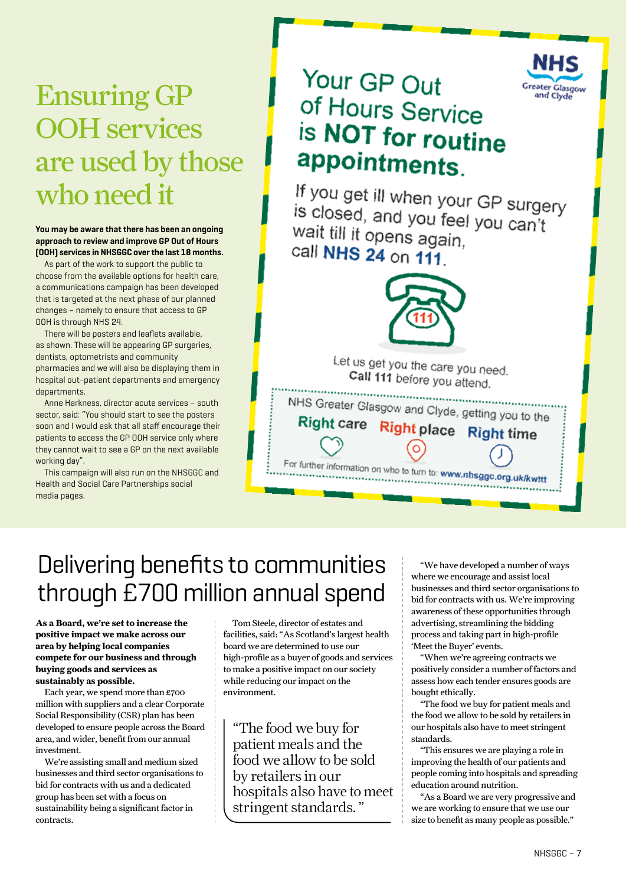# Ensuring GP OOH services are used by those who need it

**You may be aware that there has been an ongoing approach to review and improve GP Out of Hours (OOH) services in NHSGGC over the last 18 months.**

As part of the work to support the public to choose from the available options for health care, a communications campaign has been developed that is targeted at the next phase of our planned changes – namely to ensure that access to GP OOH is through NHS 24.

There will be posters and leaflets available, as shown. These will be appearing GP surgeries, dentists, optometrists and community pharmacies and we will also be displaying them in hospital out-patient departments and emergency departments.

Anne Harkness, director acute services – south sector, said: "You should start to see the posters soon and I would ask that all staff encourage their patients to access the GP OOH service only where they cannot wait to see a GP on the next available working day".

This campaign will also run on the NHSGGC and Health and Social Care Partnerships social media pages.

NHS Greater Glasgow and Clyde

Your GP Out of Hours Service is **NOT for routine appointments.**

If you get ill when your GP surgery is closed, and you feel you can't wait till it opens again, call **NHS 24** on **111**.

111

Let us get you the care you need. **Call 111** before you attend.

NHS Greater Glasgow and Clyde, getting you to the **Right care** **Right place** **Right time**

For further information on who to turn to: **www.nhsggc.org.uk/kwttt**

# Delivering benefits to communities through £700 million annual spend

**As a Board, we're set to increase the positive impact we make across our area by helping local companies compete for our business and through buying goods and services as sustainably as possible.**

Each year, we spend more than £700 million with suppliers and a clear Corporate Social Responsibility (CSR) plan has been developed to ensure people across the Board area, and wider, benefit from our annual investment.

We're assisting small and medium sized businesses and third sector organisations to bid for contracts with us and a dedicated group has been set with a focus on sustainability being a significant factor in contracts.

Tom Steele, director of estates and facilities, said: "As Scotland's largest health board we are determined to use our high-profile as a buyer of goods and services to make a positive impact on our society while reducing our impact on the environment.

> "The food we buy for patient meals and the food we allow to be sold by retailers in our hospitals also have to meet stringent standards."

"We have developed a number of ways where we encourage and assist local businesses and third sector organisations to bid for contracts with us. We're improving awareness of these opportunities through advertising, streamlining the bidding process and taking part in high-profile 'Meet the Buyer' events.

"When we're agreeing contracts we positively consider a number of factors and assess how each tender ensures goods are bought ethically.

"The food we buy for patient meals and the food we allow to be sold by retailers in our hospitals also have to meet stringent standards.

"This ensures we are playing a role in improving the health of our patients and people coming into hospitals and spreading education around nutrition.

"As a Board we are very progressive and we are working to ensure that we use our size to benefit as many people as possible."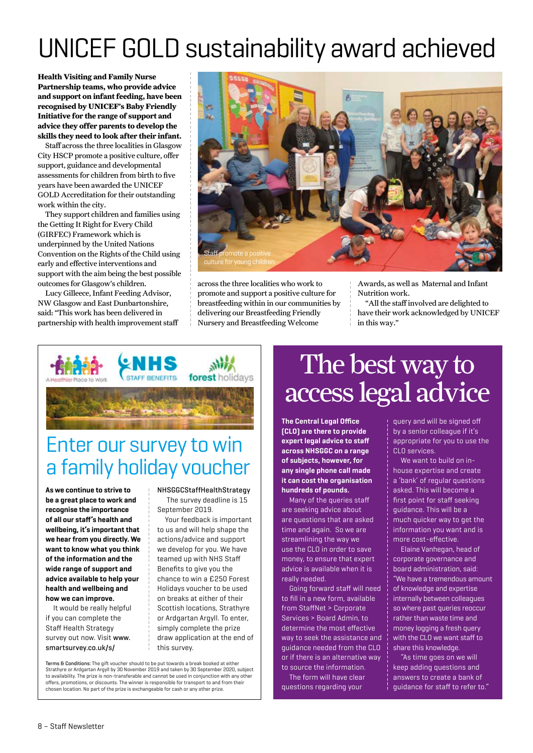# UNICEF GOLD sustainability award achieved

**Health Visiting and Family Nurse Partnership teams, who provide advice and support on infant feeding, have been recognised by UNICEF's Baby Friendly Initiative for the range of support and advice they offer parents to develop the skills they need to look after their infant.**

Staff across the three localities in Glasgow City HSCP promote a positive culture, offer support, guidance and developmental assessments for children from birth to five years have been awarded the UNICEF GOLD Accreditation for their outstanding work within the city.

They support children and families using the Getting It Right for Every Child (GIRFEC) Framework which is underpinned by the United Nations Convention on the Rights of the Child using early and effective interventions and support with the aim being the best possible outcomes for Glasgow's children.

Staff promote a positive culture for young children

Lucy Gilleece, Infant Feeding Advisor, NW Glasgow and East Dunbartonshire, said: "This work has been delivered in partnership with health improvement staff across the three localities who work to promote and support a positive culture for breastfeeding within in our communities by delivering our Breastfeeding Friendly Nursery and Breastfeeding Welcome Awards, as well as Maternal and Infant Nutrition work.

"All the staff involved are delighted to have their work acknowledged by UNICEF in this way."

A Healthier Place to Work · NHS STAFF BENEFITS · forest holidays

## Enter our survey to win a family holiday voucher

**As we continue to strive to be a great place to work and recognise the importance of all our staff's health and wellbeing, it's important that we hear from you directly. We want to know what you think of the information and the wide range of support and advice available to help your health and wellbeing and how we can improve.**

It would be really helpful if you can complete the Staff Health Strategy survey out now. Visit www.smartsurvey.co.uk/s/NHSGGCStaffHealthStrategy

The survey deadline is 15 September 2019.

Your feedback is important to us and will help shape the actions/advice and support we develop for you. We have teamed up with NHS Staff Benefits to give you the chance to win a £250 Forest Holidays voucher to be used on breaks at either of their Scottish locations, Strathyre or Ardgartan Argyll. To enter, simply complete the prize draw application at the end of this survey.

Terms & Conditions: The gift voucher should to be put towards a break booked at either Strathyre or Ardgartan Argyll by 30 November 2019 and taken by 30 September 2020, subject to availability. The prize is non-transferable and cannot be used in conjunction with any other offers, promotions, or discounts. The winner is responsible for transport to and from their chosen location. No part of the prize is exchangeable for cash or any other prize.

## The best way to access legal advice

**The Central Legal Office (CLO) are there to provide expert legal advice to staff across NHSGGC on a range of subjects, however, for any single phone call made it can cost the organisation hundreds of pounds.**

Many of the queries staff are seeking advice about are questions that are asked time and again. So we are streamlining the way we use the CLO in order to save money, to ensure that expert advice is available when it is really needed.

Going forward staff will need to fill in a new form, available from StaffNet > Corporate Services > Board Admin, to determine the most effective way to seek the assistance and guidance needed from the CLO or if there is an alternative way to source the information.

The form will have clear questions regarding your query and will be signed off by a senior colleague if it's appropriate for you to use the CLO services.

We want to build on in-house expertise and create a 'bank' of regular questions asked. This will become a first point for staff seeking guidance. This will be a much quicker way to get the information you want and is more cost-effective.

Elaine Vanhegan, head of corporate governance and board administration, said: "We have a tremendous amount of knowledge and expertise internally between colleagues so where past queries reoccur rather than waste time and money logging a fresh query with the CLO we want staff to share this knowledge.

"As time goes on we will keep adding questions and answers to create a bank of guidance for staff to refer to."